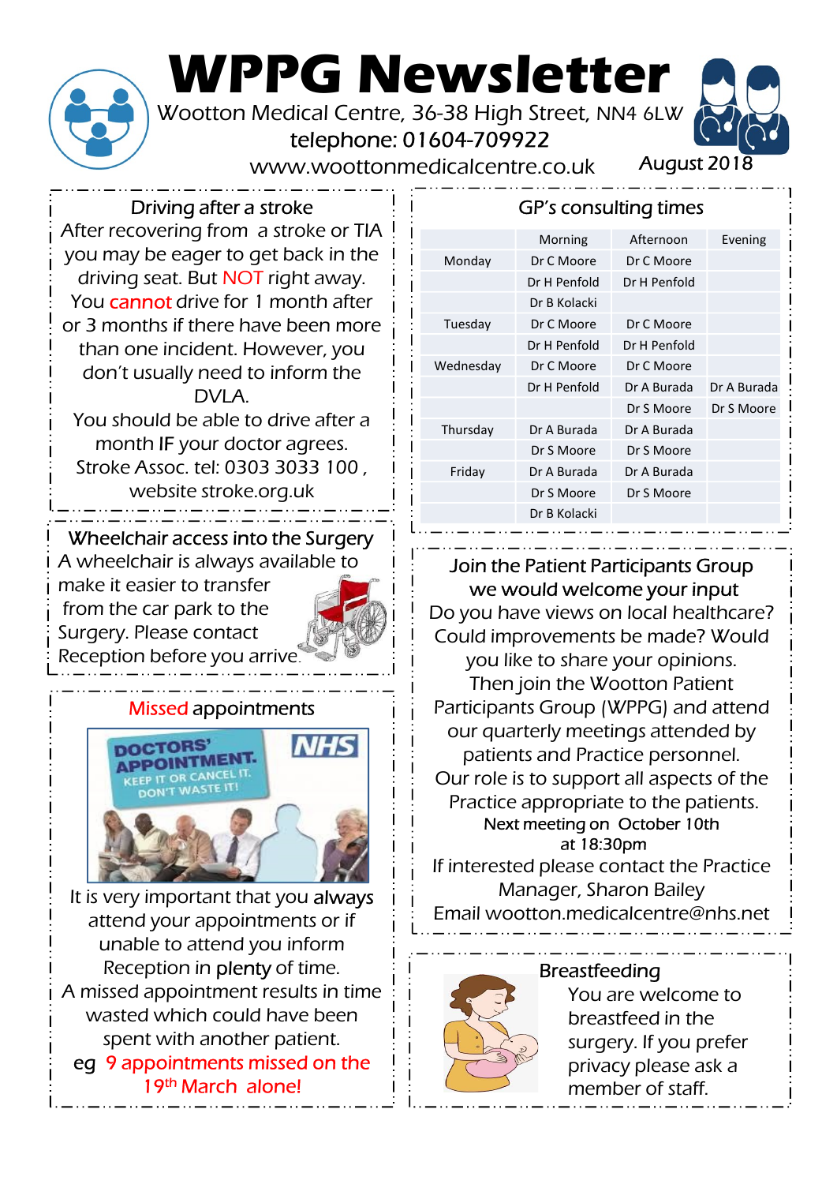# WPPG Newsletter

Wootton Medical Centre, 36-38 High Street, NN4 6LW

telephone: 01604-709922

www.woottonmedicalcentre.co.uk

August 2018

## Driving after a stroke

After recovering from a stroke or TIA you may be eager to get back in the driving seat. But NOT right away. You cannot drive for 1 month after or 3 months if there have been more than one incident. However, you don't usually need to inform the DVLA.

You should be able to drive after a month IF your doctor agrees.

Stroke Assoc. tel: 0303 3033 100, website stroke.org.uk

## Wheelchair access into the Surgery

A wheelchair is always available to make it easier to transfer from the car park to the Surgery. Please contact Reception before you arrive.

## Missed appointments

DOCTORS' APPOINTMENT. KEEP IT OR CANCEL IT. DON'T WASTE IT! NHS

It is very important that you always attend your appointments or if unable to attend you inform Reception in plenty of time.

A missed appointment results in time wasted which could have been spent with another patient.

eg 9 appointments missed on the 19th March alone!

## GP's consulting times

| | Morning | Afternoon | Evening |
|---|---|---|---|
| Monday | Dr C Moore | Dr C Moore | |
| | Dr H Penfold | Dr H Penfold | |
| | Dr B Kolacki | | |
| Tuesday | Dr C Moore | Dr C Moore | |
| | Dr H Penfold | Dr H Penfold | |
| Wednesday | Dr C Moore | Dr C Moore | |
| | Dr H Penfold | Dr A Burada | Dr A Burada |
| | | Dr S Moore | Dr S Moore |
| Thursday | Dr A Burada | Dr A Burada | |
| | Dr S Moore | Dr S Moore | |
| Friday | Dr A Burada | Dr A Burada | |
| | Dr S Moore | Dr S Moore | |
| | Dr B Kolacki | | |

## Join the Patient Participants Group we would welcome your input

Do you have views on local healthcare? Could improvements be made? Would you like to share your opinions. Then join the Wootton Patient Participants Group (WPPG) and attend our quarterly meetings attended by patients and Practice personnel.

Our role is to support all aspects of the Practice appropriate to the patients.

Next meeting on October 10th at 18:30pm

If interested please contact the Practice Manager, Sharon Bailey

Email wootton.medicalcentre@nhs.net

## Breastfeeding

You are welcome to breastfeed in the surgery. If you prefer privacy please ask a member of staff.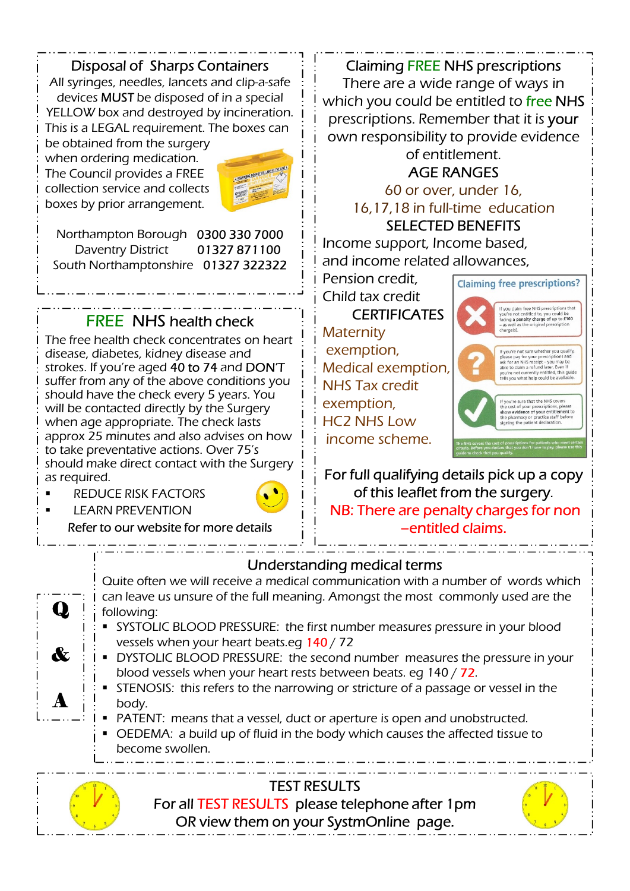## Disposal of Sharps Containers

All syringes, needles, lancets and clip-a-safe devices MUST be disposed of in a special YELLOW box and destroyed by incineration. This is a LEGAL requirement. The boxes can be obtained from the surgery when ordering medication. The Council provides a FREE collection service and collects boxes by prior arrangement.

| | |
|---|---|
| Northampton Borough | 0300 330 7000 |
| Daventry District | 01327 871100 |
| South Northamptonshire | 01327 322322 |

## FREE NHS health check

The free health check concentrates on heart disease, diabetes, kidney disease and strokes. If you're aged 40 to 74 and DON'T suffer from any of the above conditions you should have the check every 5 years. You will be contacted directly by the Surgery when age appropriate. The check lasts approx 25 minutes and also advises on how to take preventative actions. Over 75's should make direct contact with the Surgery as required.

- REDUCE RISK FACTORS
- LEARN PREVENTION

Refer to our website for more details

## Claiming FREE NHS prescriptions

There are a wide range of ways in which you could be entitled to free NHS prescriptions. Remember that it is your own responsibility to provide evidence of entitlement.

**AGE RANGES**

60 or over, under 16,
16,17,18 in full-time education

**SELECTED BENEFITS**

Income support, Income based, and income related allowances,
Pension credit,
Child tax credit

**CERTIFICATES**

Maternity exemption,
Medical exemption,
NHS Tax credit exemption,
HC2 NHS Low income scheme.

Claiming free prescriptions?

If you claim free NHS prescriptions that you're not entitled to, you could be facing a penalty charge of up to £100 – as well as the original prescription charge(s).

If you're not sure whether you qualify, please pay for your prescriptions and ask for an NHS receipt – you may be able to claim a refund later. Even if you're not currently entitled, this guide tells you what help could be available.

If you're sure that the NHS covers the cost of your prescriptions, please show evidence of your entitlement to the pharmacy or practice staff before signing the patient declaration.

The NHS covers the cost of prescriptions for patients who meet certain criteria. Before you declare that you don't have to pay, please use this guide to check that you qualify.

For full qualifying details pick up a copy of this leaflet from the surgery.

NB: There are penalty charges for non –entitled claims.

## Q & A

## Understanding medical terms

Quite often we will receive a medical communication with a number of words which can leave us unsure of the full meaning. Amongst the most commonly used are the following:

- SYSTOLIC BLOOD PRESSURE: the first number measures pressure in your blood vessels when your heart beats.eg 140 / 72
- DYSTOLIC BLOOD PRESSURE: the second number measures the pressure in your blood vessels when your heart rests between beats. eg 140 / 72.
- STENOSIS: this refers to the narrowing or stricture of a passage or vessel in the body.
- PATENT: means that a vessel, duct or aperture is open and unobstructed.
- OEDEMA: a build up of fluid in the body which causes the affected tissue to become swollen.

## TEST RESULTS

For all TEST RESULTS please telephone after 1pm OR view them on your SystmOnline page.